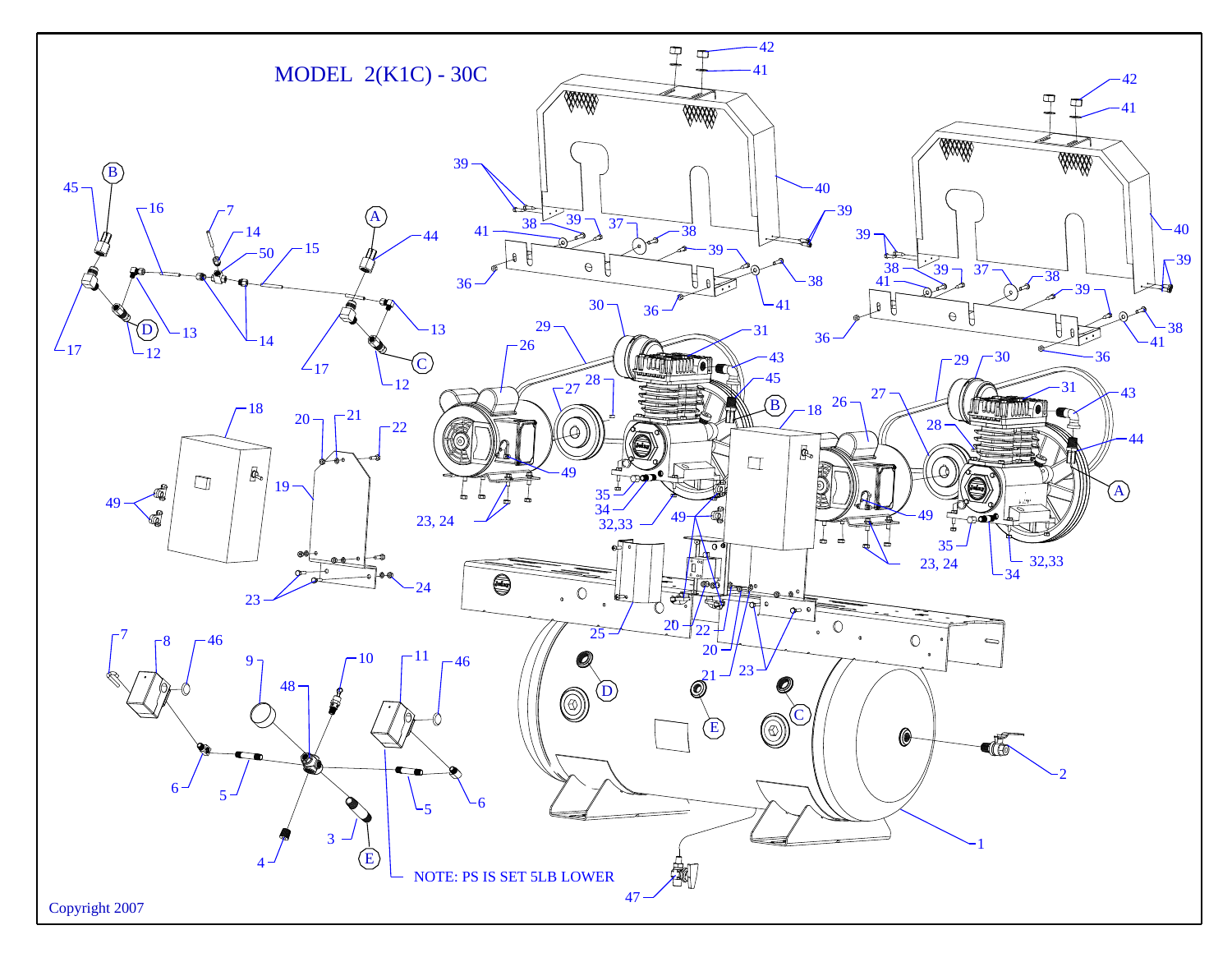# MODEL 2(K1C) - 30C

NOTE: PS IS SET 5LB LOWER

Copyright 2007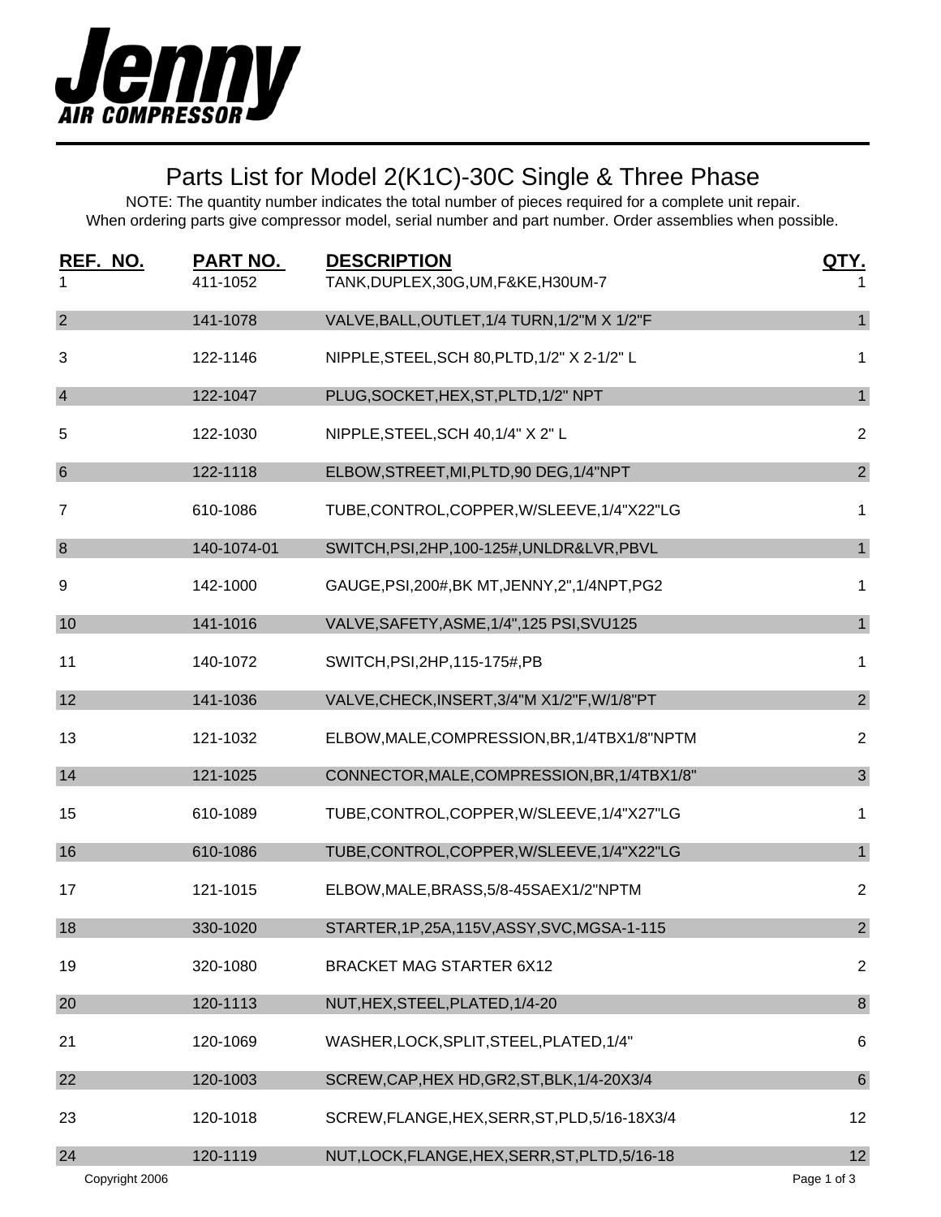**Jenny AIR COMPRESSOR**

# Parts List for Model 2(K1C)-30C Single & Three Phase

NOTE: The quantity number indicates the total number of pieces required for a complete unit repair.
When ordering parts give compressor model, serial number and part number. Order assemblies when possible.

| REF. NO. | PART NO. | DESCRIPTION | QTY. |
|---|---|---|---|
| 1 | 411-1052 | TANK,DUPLEX,30G,UM,F&KE,H30UM-7 | 1 |
| 2 | 141-1078 | VALVE,BALL,OUTLET,1/4 TURN,1/2"M X 1/2"F | 1 |
| 3 | 122-1146 | NIPPLE,STEEL,SCH 80,PLTD,1/2" X 2-1/2" L | 1 |
| 4 | 122-1047 | PLUG,SOCKET,HEX,ST,PLTD,1/2" NPT | 1 |
| 5 | 122-1030 | NIPPLE,STEEL,SCH 40,1/4" X 2" L | 2 |
| 6 | 122-1118 | ELBOW,STREET,MI,PLTD,90 DEG,1/4"NPT | 2 |
| 7 | 610-1086 | TUBE,CONTROL,COPPER,W/SLEEVE,1/4"X22"LG | 1 |
| 8 | 140-1074-01 | SWITCH,PSI,2HP,100-125#,UNLDR&LVR,PBVL | 1 |
| 9 | 142-1000 | GAUGE,PSI,200#,BK MT,JENNY,2",1/4NPT,PG2 | 1 |
| 10 | 141-1016 | VALVE,SAFETY,ASME,1/4",125 PSI,SVU125 | 1 |
| 11 | 140-1072 | SWITCH,PSI,2HP,115-175#,PB | 1 |
| 12 | 141-1036 | VALVE,CHECK,INSERT,3/4"M X1/2"F,W/1/8"PT | 2 |
| 13 | 121-1032 | ELBOW,MALE,COMPRESSION,BR,1/4TBX1/8"NPTM | 2 |
| 14 | 121-1025 | CONNECTOR,MALE,COMPRESSION,BR,1/4TBX1/8" | 3 |
| 15 | 610-1089 | TUBE,CONTROL,COPPER,W/SLEEVE,1/4"X27"LG | 1 |
| 16 | 610-1086 | TUBE,CONTROL,COPPER,W/SLEEVE,1/4"X22"LG | 1 |
| 17 | 121-1015 | ELBOW,MALE,BRASS,5/8-45SAEX1/2"NPTM | 2 |
| 18 | 330-1020 | STARTER,1P,25A,115V,ASSY,SVC,MGSA-1-115 | 2 |
| 19 | 320-1080 | BRACKET MAG STARTER 6X12 | 2 |
| 20 | 120-1113 | NUT,HEX,STEEL,PLATED,1/4-20 | 8 |
| 21 | 120-1069 | WASHER,LOCK,SPLIT,STEEL,PLATED,1/4" | 6 |
| 22 | 120-1003 | SCREW,CAP,HEX HD,GR2,ST,BLK,1/4-20X3/4 | 6 |
| 23 | 120-1018 | SCREW,FLANGE,HEX,SERR,ST,PLD,5/16-18X3/4 | 12 |
| 24 | 120-1119 | NUT,LOCK,FLANGE,HEX,SERR,ST,PLTD,5/16-18 | 12 |

Copyright 2006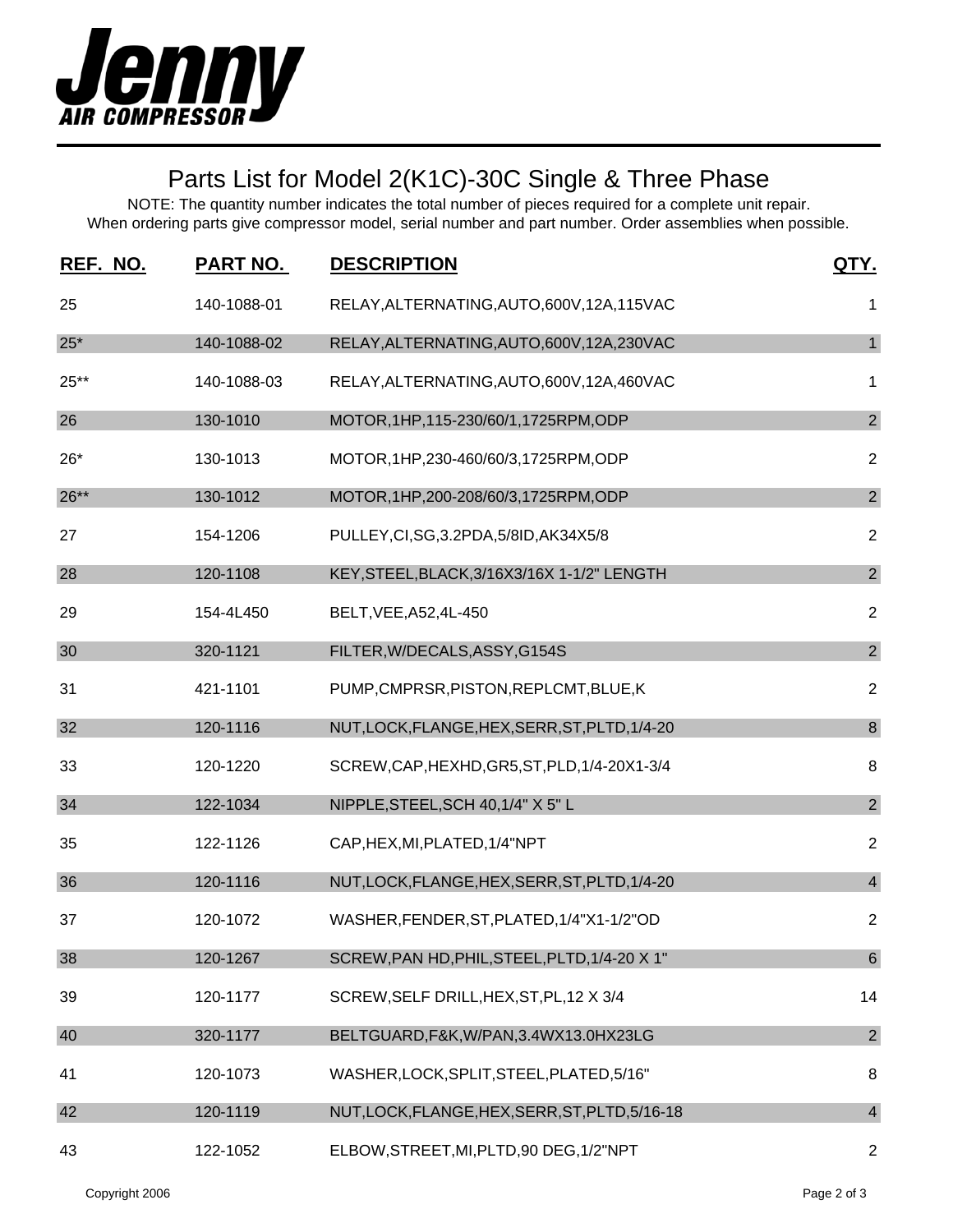# Jenny AIR COMPRESSOR

## Parts List for Model 2(K1C)-30C Single & Three Phase

NOTE: The quantity number indicates the total number of pieces required for a complete unit repair.
When ordering parts give compressor model, serial number and part number. Order assemblies when possible.

| REF. NO. | PART NO. | DESCRIPTION | QTY. |
|---|---|---|---|
| 25 | 140-1088-01 | RELAY,ALTERNATING,AUTO,600V,12A,115VAC | 1 |
| 25* | 140-1088-02 | RELAY,ALTERNATING,AUTO,600V,12A,230VAC | 1 |
| 25** | 140-1088-03 | RELAY,ALTERNATING,AUTO,600V,12A,460VAC | 1 |
| 26 | 130-1010 | MOTOR,1HP,115-230/60/1,1725RPM,ODP | 2 |
| 26* | 130-1013 | MOTOR,1HP,230-460/60/3,1725RPM,ODP | 2 |
| 26** | 130-1012 | MOTOR,1HP,200-208/60/3,1725RPM,ODP | 2 |
| 27 | 154-1206 | PULLEY,CI,SG,3.2PDA,5/8ID,AK34X5/8 | 2 |
| 28 | 120-1108 | KEY,STEEL,BLACK,3/16X3/16X 1-1/2" LENGTH | 2 |
| 29 | 154-4L450 | BELT,VEE,A52,4L-450 | 2 |
| 30 | 320-1121 | FILTER,W/DECALS,ASSY,G154S | 2 |
| 31 | 421-1101 | PUMP,CMPRSR,PISTON,REPLCMT,BLUE,K | 2 |
| 32 | 120-1116 | NUT,LOCK,FLANGE,HEX,SERR,ST,PLTD,1/4-20 | 8 |
| 33 | 120-1220 | SCREW,CAP,HEXHD,GR5,ST,PLD,1/4-20X1-3/4 | 8 |
| 34 | 122-1034 | NIPPLE,STEEL,SCH 40,1/4" X 5" L | 2 |
| 35 | 122-1126 | CAP,HEX,MI,PLATED,1/4"NPT | 2 |
| 36 | 120-1116 | NUT,LOCK,FLANGE,HEX,SERR,ST,PLTD,1/4-20 | 4 |
| 37 | 120-1072 | WASHER,FENDER,ST,PLATED,1/4"X1-1/2"OD | 2 |
| 38 | 120-1267 | SCREW,PAN HD,PHIL,STEEL,PLTD,1/4-20 X 1" | 6 |
| 39 | 120-1177 | SCREW,SELF DRILL,HEX,ST,PL,12 X 3/4 | 14 |
| 40 | 320-1177 | BELTGUARD,F&K,W/PAN,3.4WX13.0HX23LG | 2 |
| 41 | 120-1073 | WASHER,LOCK,SPLIT,STEEL,PLATED,5/16" | 8 |
| 42 | 120-1119 | NUT,LOCK,FLANGE,HEX,SERR,ST,PLTD,5/16-18 | 4 |
| 43 | 122-1052 | ELBOW,STREET,MI,PLTD,90 DEG,1/2"NPT | 2 |

Copyright 2006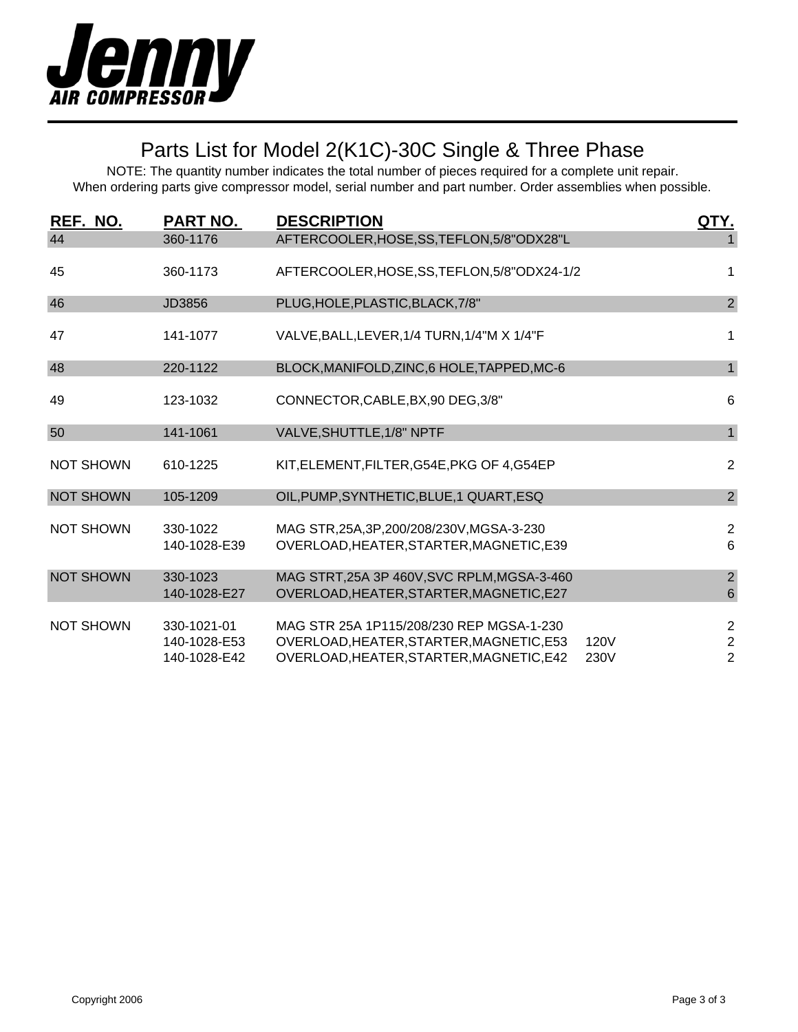**Jenny**
**AIR COMPRESSOR**

# Parts List for Model 2(K1C)-30C Single & Three Phase

NOTE: The quantity number indicates the total number of pieces required for a complete unit repair.
When ordering parts give compressor model, serial number and part number. Order assemblies when possible.

| REF. NO. | PART NO. | DESCRIPTION | | QTY. |
|---|---|---|---|---|
| 44 | 360-1176 | AFTERCOOLER,HOSE,SS,TEFLON,5/8"ODX28"L | | 1 |
| 45 | 360-1173 | AFTERCOOLER,HOSE,SS,TEFLON,5/8"ODX24-1/2 | | 1 |
| 46 | JD3856 | PLUG,HOLE,PLASTIC,BLACK,7/8" | | 2 |
| 47 | 141-1077 | VALVE,BALL,LEVER,1/4 TURN,1/4"M X 1/4"F | | 1 |
| 48 | 220-1122 | BLOCK,MANIFOLD,ZINC,6 HOLE,TAPPED,MC-6 | | 1 |
| 49 | 123-1032 | CONNECTOR,CABLE,BX,90 DEG,3/8" | | 6 |
| 50 | 141-1061 | VALVE,SHUTTLE,1/8" NPTF | | 1 |
| NOT SHOWN | 610-1225 | KIT,ELEMENT,FILTER,G54E,PKG OF 4,G54EP | | 2 |
| NOT SHOWN | 105-1209 | OIL,PUMP,SYNTHETIC,BLUE,1 QUART,ESQ | | 2 |
| NOT SHOWN | 330-1022 | MAG STR,25A,3P,200/208/230V,MGSA-3-230 | | 2 |
| | 140-1028-E39 | OVERLOAD,HEATER,STARTER,MAGNETIC,E39 | | 6 |
| NOT SHOWN | 330-1023 | MAG STRT,25A 3P 460V,SVC RPLM,MGSA-3-460 | | 2 |
| | 140-1028-E27 | OVERLOAD,HEATER,STARTER,MAGNETIC,E27 | | 6 |
| NOT SHOWN | 330-1021-01 | MAG STR 25A 1P115/208/230 REP MGSA-1-230 | | 2 |
| | 140-1028-E53 | OVERLOAD,HEATER,STARTER,MAGNETIC,E53 | 120V | 2 |
| | 140-1028-E42 | OVERLOAD,HEATER,STARTER,MAGNETIC,E42 | 230V | 2 |

Copyright 2006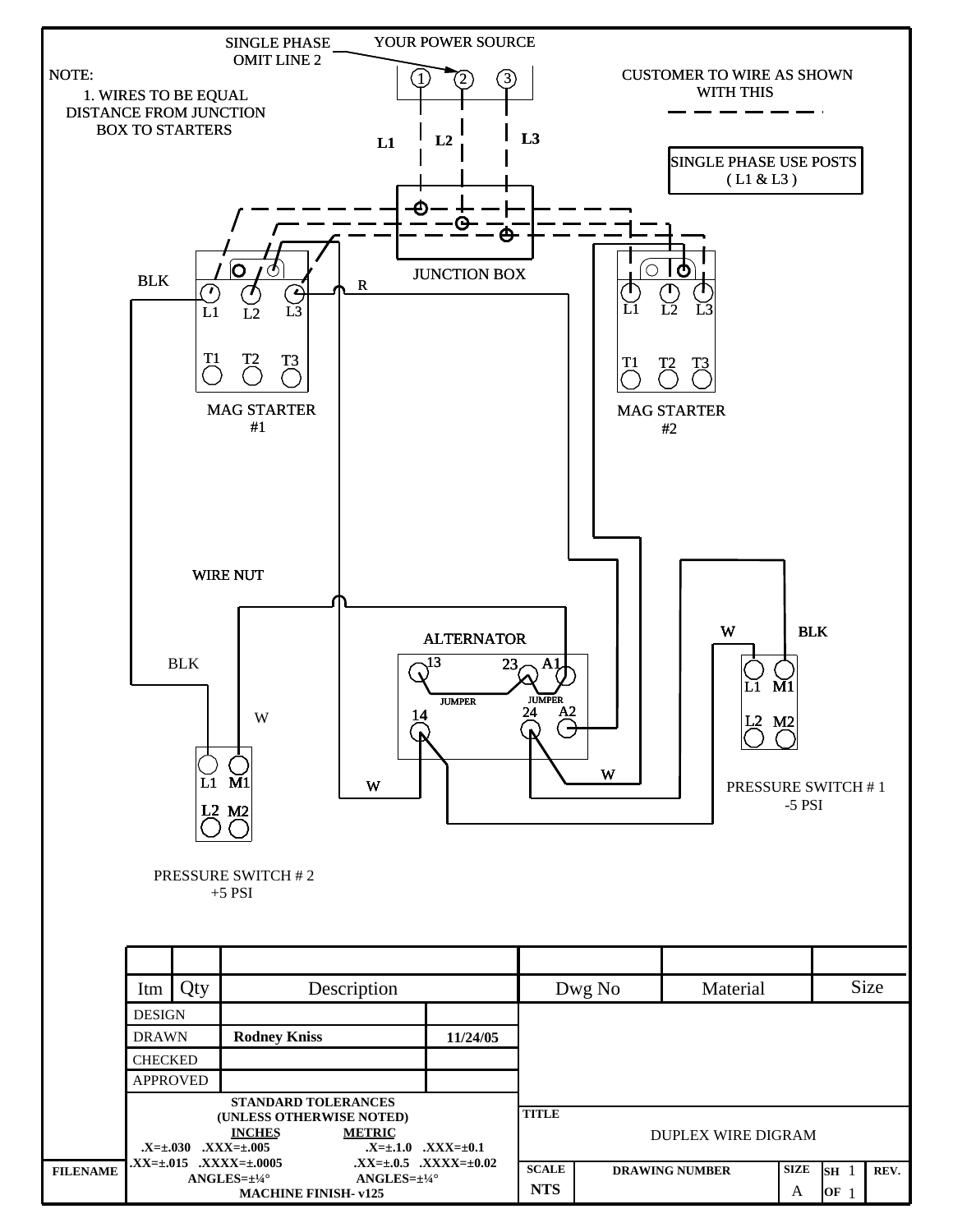NOTE:

1. WIRES TO BE EQUAL DISTANCE FROM JUNCTION BOX TO STARTERS

SINGLE PHASE OMIT LINE 2

YOUR POWER SOURCE

1 2 3

L1 L2 L3

CUSTOMER TO WIRE AS SHOWN WITH THIS

SINGLE PHASE USE POSTS ( L1 & L3 )

JUNCTION BOX

BLK

R

L1 L2 L3

T1 T2 T3

MAG STARTER #1

L1 L2 L3

T1 T2 T3

MAG STARTER #2

WIRE NUT

ALTERNATOR

13 23 A1

JUMPER JUMPER

14 24 A2

BLK

W

W

W

W BLK

L1 M1

L2 M2

PRESSURE SWITCH # 1 -5 PSI

L1 M1

L2 M2

PRESSURE SWITCH # 2 +5 PSI

| | | | | | |
|---|---|---|---|---|---|
| Itm | Qty | Description | Dwg No | Material | Size |

| | | |
|---|---|---|
| DESIGN | | |
| DRAWN | **Rodney Kniss** | **11/24/05** |
| CHECKED | | |
| APPROVED | | |

**STANDARD TOLERANCES (UNLESS OTHERWISE NOTED)**

| **INCHES** | **METRIC** |
|---|---|
| **.X=±.030 .XXX=±.005** | **.X=±.1.0 .XXX=±0.1** |
| **.XX=±.015 .XXXX=±.0005** | **.XX=±.0.5 .XXXX=±0.02** |
| **ANGLES=±¼°** | **ANGLES=±¼°** |

**MACHINE FINISH- v125**

**TITLE** DUPLEX WIRE DIGRAM

| FILENAME | SCALE | DRAWING NUMBER | SIZE | SH | REV. |
|---|---|---|---|---|---|
| | NTS | | A | 1 OF 1 | |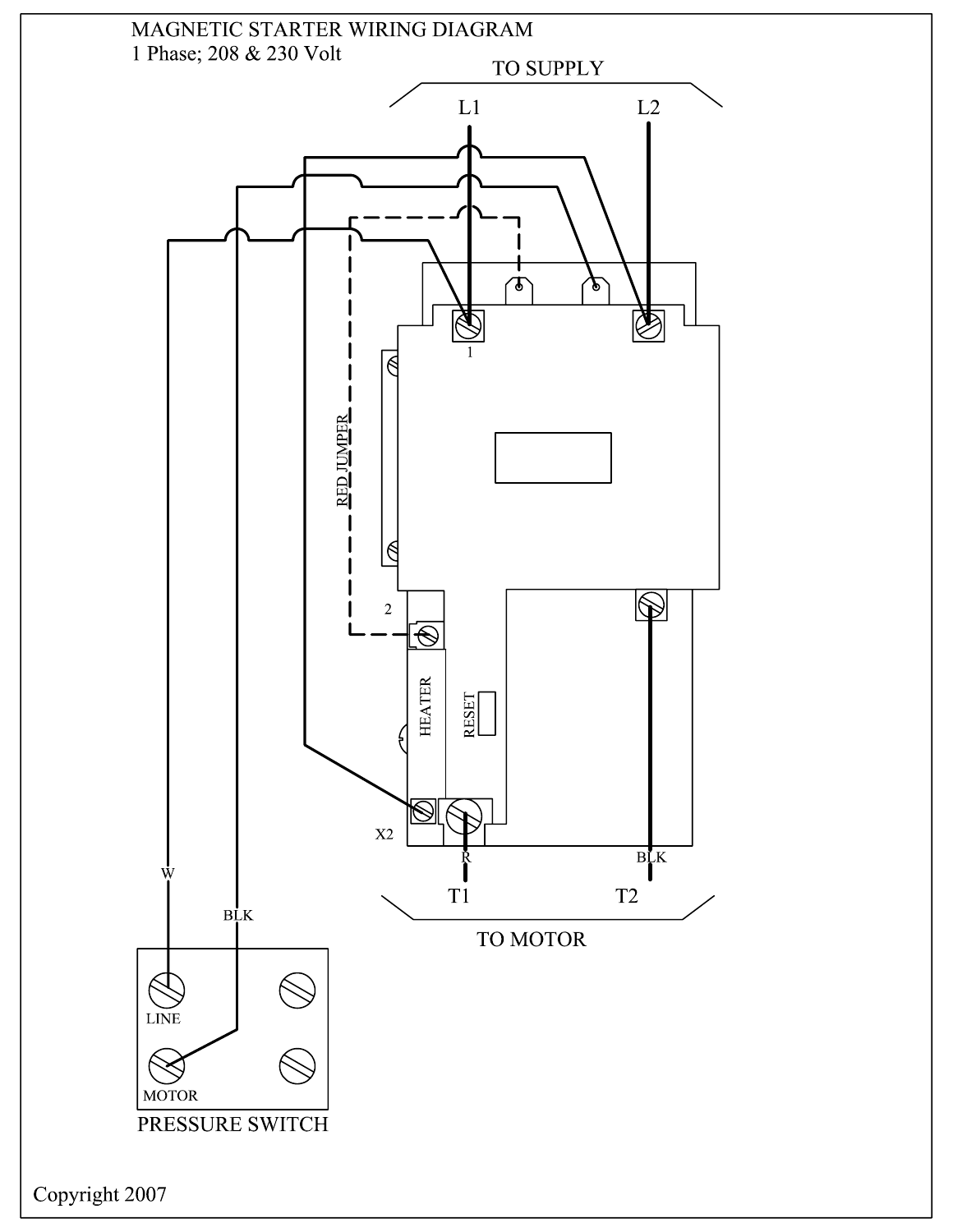MAGNETIC STARTER WIRING DIAGRAM
1 Phase; 208 & 230 Volt

TO SUPPLY

L1 L2

1

RED JUMPER

2

HEATER

RESET

X2

R BLK

T1 T2

TO MOTOR

W

BLK

LINE

MOTOR

PRESSURE SWITCH

Copyright 2007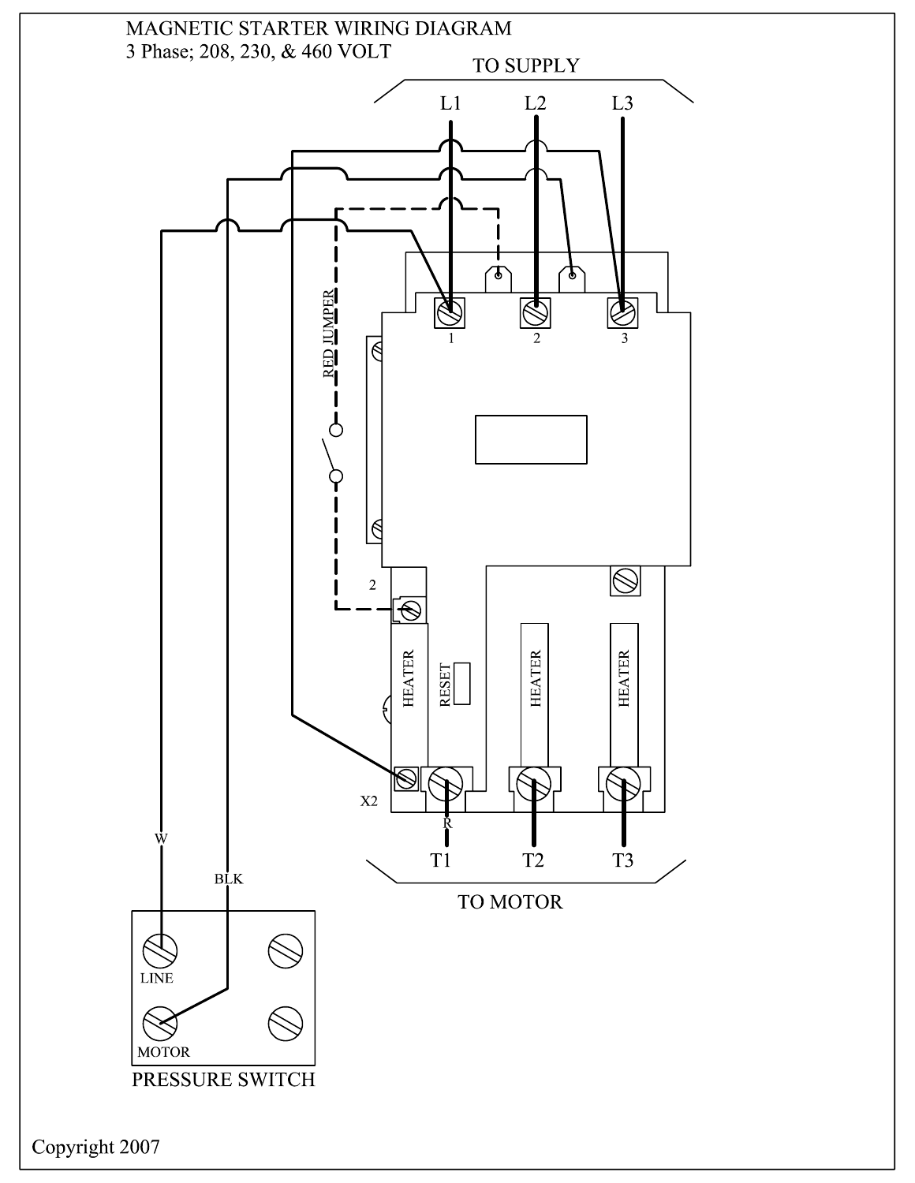# MAGNETIC STARTER WIRING DIAGRAM
3 Phase; 208, 230, & 460 VOLT

TO SUPPLY

L1 L2 L3

RED JUMPER

1 2 3

2

HEATER RESET HEATER HEATER

X2

R

T1 T2 T3

TO MOTOR

W

BLK

LINE

MOTOR

PRESSURE SWITCH

Copyright 2007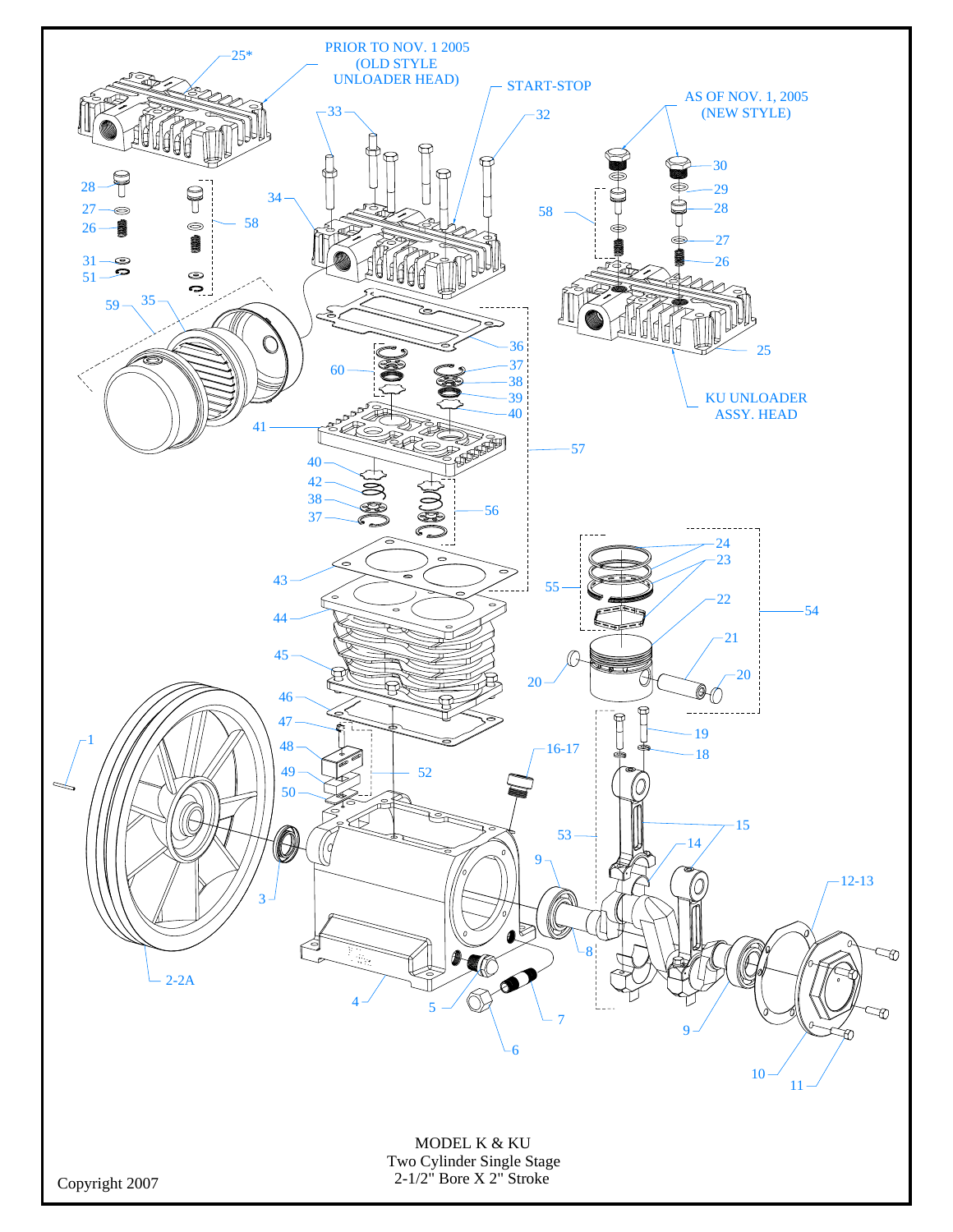PRIOR TO NOV. 1 2005 (OLD STYLE UNLOADER HEAD)

START-STOP

AS OF NOV. 1, 2005 (NEW STYLE)

KU UNLOADER ASSY. HEAD

MODEL K & KU
Two Cylinder Single Stage
2-1/2" Bore X 2" Stroke

Copyright 2007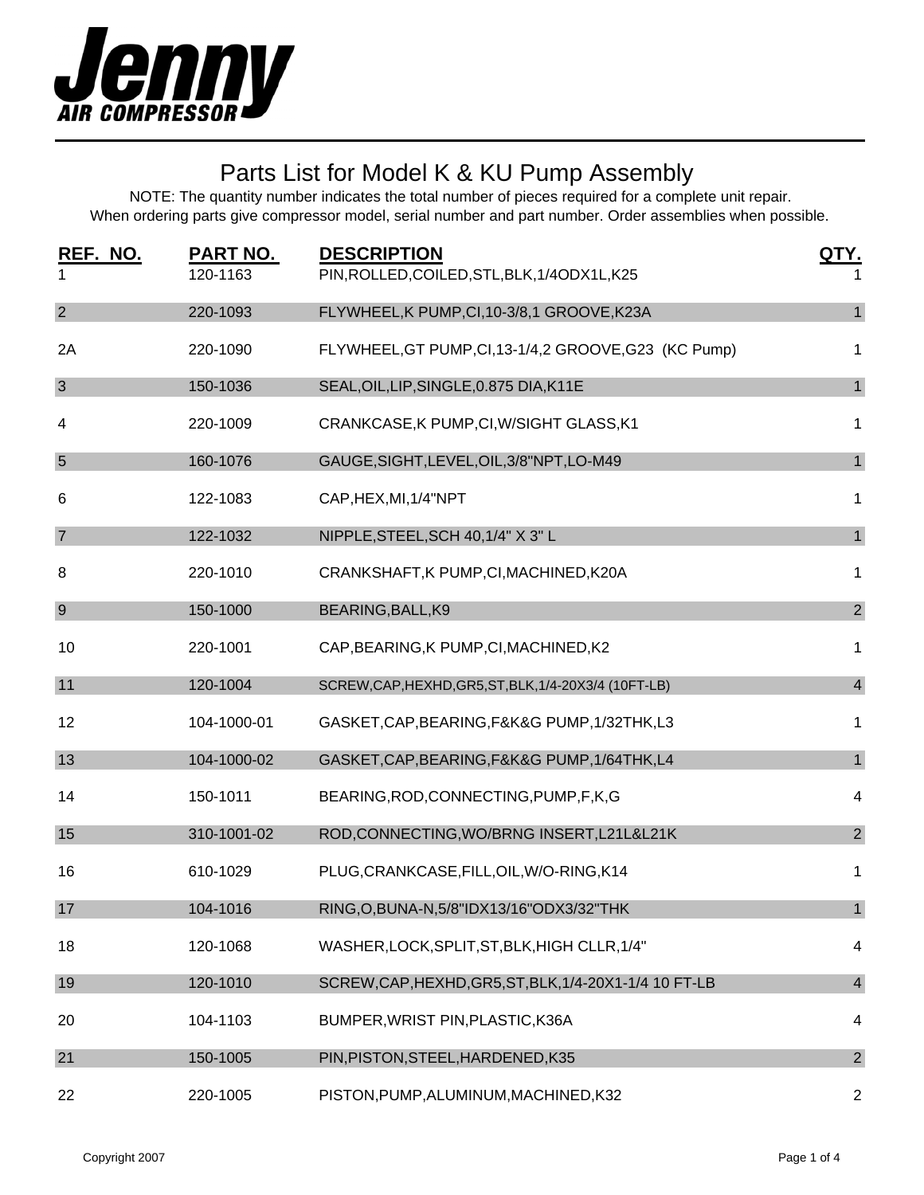Jenny
AIR COMPRESSOR

# Parts List for Model K & KU Pump Assembly

NOTE: The quantity number indicates the total number of pieces required for a complete unit repair.
When ordering parts give compressor model, serial number and part number. Order assemblies when possible.

| REF. NO. | PART NO. | DESCRIPTION | QTY. |
|---|---|---|---|
| 1 | 120-1163 | PIN,ROLLED,COILED,STL,BLK,1/4ODX1L,K25 | 1 |
| 2 | 220-1093 | FLYWHEEL,K PUMP,CI,10-3/8,1 GROOVE,K23A | 1 |
| 2A | 220-1090 | FLYWHEEL,GT PUMP,CI,13-1/4,2 GROOVE,G23 (KC Pump) | 1 |
| 3 | 150-1036 | SEAL,OIL,LIP,SINGLE,0.875 DIA,K11E | 1 |
| 4 | 220-1009 | CRANKCASE,K PUMP,CI,W/SIGHT GLASS,K1 | 1 |
| 5 | 160-1076 | GAUGE,SIGHT,LEVEL,OIL,3/8"NPT,LO-M49 | 1 |
| 6 | 122-1083 | CAP,HEX,MI,1/4"NPT | 1 |
| 7 | 122-1032 | NIPPLE,STEEL,SCH 40,1/4" X 3" L | 1 |
| 8 | 220-1010 | CRANKSHAFT,K PUMP,CI,MACHINED,K20A | 1 |
| 9 | 150-1000 | BEARING,BALL,K9 | 2 |
| 10 | 220-1001 | CAP,BEARING,K PUMP,CI,MACHINED,K2 | 1 |
| 11 | 120-1004 | SCREW,CAP,HEXHD,GR5,ST,BLK,1/4-20X3/4 (10FT-LB) | 4 |
| 12 | 104-1000-01 | GASKET,CAP,BEARING,F&K&G PUMP,1/32THK,L3 | 1 |
| 13 | 104-1000-02 | GASKET,CAP,BEARING,F&K&G PUMP,1/64THK,L4 | 1 |
| 14 | 150-1011 | BEARING,ROD,CONNECTING,PUMP,F,K,G | 4 |
| 15 | 310-1001-02 | ROD,CONNECTING,WO/BRNG INSERT,L21L&L21K | 2 |
| 16 | 610-1029 | PLUG,CRANKCASE,FILL,OIL,W/O-RING,K14 | 1 |
| 17 | 104-1016 | RING,O,BUNA-N,5/8"IDX13/16"ODX3/32"THK | 1 |
| 18 | 120-1068 | WASHER,LOCK,SPLIT,ST,BLK,HIGH CLLR,1/4" | 4 |
| 19 | 120-1010 | SCREW,CAP,HEXHD,GR5,ST,BLK,1/4-20X1-1/4 10 FT-LB | 4 |
| 20 | 104-1103 | BUMPER,WRIST PIN,PLASTIC,K36A | 4 |
| 21 | 150-1005 | PIN,PISTON,STEEL,HARDENED,K35 | 2 |
| 22 | 220-1005 | PISTON,PUMP,ALUMINUM,MACHINED,K32 | 2 |

Copyright 2007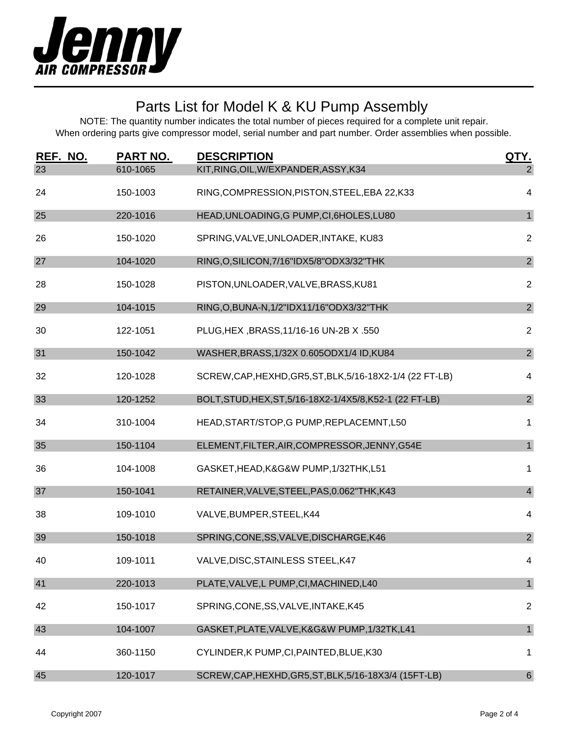**Jenny AIR COMPRESSOR**

# Parts List for Model K & KU Pump Assembly

NOTE: The quantity number indicates the total number of pieces required for a complete unit repair.
When ordering parts give compressor model, serial number and part number. Order assemblies when possible.

| REF. NO. | PART NO. | DESCRIPTION | QTY. |
|---|---|---|---|
| 23 | 610-1065 | KIT,RING,OIL,W/EXPANDER,ASSY,K34 | 2 |
| 24 | 150-1003 | RING,COMPRESSION,PISTON,STEEL,EBA 22,K33 | 4 |
| 25 | 220-1016 | HEAD,UNLOADING,G PUMP,CI,6HOLES,LU80 | 1 |
| 26 | 150-1020 | SPRING,VALVE,UNLOADER,INTAKE, KU83 | 2 |
| 27 | 104-1020 | RING,O,SILICON,7/16"IDX5/8"ODX3/32"THK | 2 |
| 28 | 150-1028 | PISTON,UNLOADER,VALVE,BRASS,KU81 | 2 |
| 29 | 104-1015 | RING,O,BUNA-N,1/2"IDX11/16"ODX3/32"THK | 2 |
| 30 | 122-1051 | PLUG,HEX ,BRASS,11/16-16 UN-2B X .550 | 2 |
| 31 | 150-1042 | WASHER,BRASS,1/32X 0.605ODX1/4 ID,KU84 | 2 |
| 32 | 120-1028 | SCREW,CAP,HEXHD,GR5,ST,BLK,5/16-18X2-1/4 (22 FT-LB) | 4 |
| 33 | 120-1252 | BOLT,STUD,HEX,ST,5/16-18X2-1/4X5/8,K52-1 (22 FT-LB) | 2 |
| 34 | 310-1004 | HEAD,START/STOP,G PUMP,REPLACEMNT,L50 | 1 |
| 35 | 150-1104 | ELEMENT,FILTER,AIR,COMPRESSOR,JENNY,G54E | 1 |
| 36 | 104-1008 | GASKET,HEAD,K&G&W PUMP,1/32THK,L51 | 1 |
| 37 | 150-1041 | RETAINER,VALVE,STEEL,PAS,0.062"THK,K43 | 4 |
| 38 | 109-1010 | VALVE,BUMPER,STEEL,K44 | 4 |
| 39 | 150-1018 | SPRING,CONE,SS,VALVE,DISCHARGE,K46 | 2 |
| 40 | 109-1011 | VALVE,DISC,STAINLESS STEEL,K47 | 4 |
| 41 | 220-1013 | PLATE,VALVE,L PUMP,CI,MACHINED,L40 | 1 |
| 42 | 150-1017 | SPRING,CONE,SS,VALVE,INTAKE,K45 | 2 |
| 43 | 104-1007 | GASKET,PLATE,VALVE,K&G&W PUMP,1/32TK,L41 | 1 |
| 44 | 360-1150 | CYLINDER,K PUMP,CI,PAINTED,BLUE,K30 | 1 |
| 45 | 120-1017 | SCREW,CAP,HEXHD,GR5,ST,BLK,5/16-18X3/4 (15FT-LB) | 6 |

Copyright 2007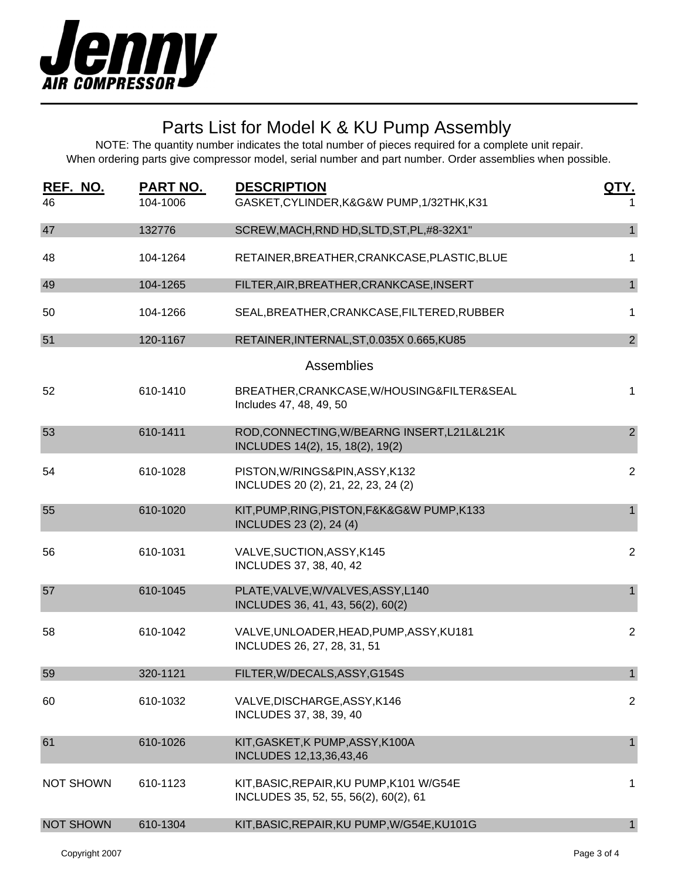**Jenny AIR COMPRESSOR**

# Parts List for Model K & KU Pump Assembly

NOTE: The quantity number indicates the total number of pieces required for a complete unit repair.
When ordering parts give compressor model, serial number and part number. Order assemblies when possible.

| REF. NO. | PART NO. | DESCRIPTION | QTY. |
|---|---|---|---|
| 46 | 104-1006 | GASKET,CYLINDER,K&G&W PUMP,1/32THK,K31 | 1 |
| 47 | 132776 | SCREW,MACH,RND HD,SLTD,ST,PL,#8-32X1" | 1 |
| 48 | 104-1264 | RETAINER,BREATHER,CRANKCASE,PLASTIC,BLUE | 1 |
| 49 | 104-1265 | FILTER,AIR,BREATHER,CRANKCASE,INSERT | 1 |
| 50 | 104-1266 | SEAL,BREATHER,CRANKCASE,FILTERED,RUBBER | 1 |
| 51 | 120-1167 | RETAINER,INTERNAL,ST,0.035X 0.665,KU85 | 2 |
| | | **Assemblies** | |
| 52 | 610-1410 | BREATHER,CRANKCASE,W/HOUSING&FILTER&SEAL<br>Includes 47, 48, 49, 50 | 1 |
| 53 | 610-1411 | ROD,CONNECTING,W/BEARNG INSERT,L21L&L21K<br>INCLUDES 14(2), 15, 18(2), 19(2) | 2 |
| 54 | 610-1028 | PISTON,W/RINGS&PIN,ASSY,K132<br>INCLUDES 20 (2), 21, 22, 23, 24 (2) | 2 |
| 55 | 610-1020 | KIT,PUMP,RING,PISTON,F&K&G&W PUMP,K133<br>INCLUDES 23 (2), 24 (4) | 1 |
| 56 | 610-1031 | VALVE,SUCTION,ASSY,K145<br>INCLUDES 37, 38, 40, 42 | 2 |
| 57 | 610-1045 | PLATE,VALVE,W/VALVES,ASSY,L140<br>INCLUDES 36, 41, 43, 56(2), 60(2) | 1 |
| 58 | 610-1042 | VALVE,UNLOADER,HEAD,PUMP,ASSY,KU181<br>INCLUDES 26, 27, 28, 31, 51 | 2 |
| 59 | 320-1121 | FILTER,W/DECALS,ASSY,G154S | 1 |
| 60 | 610-1032 | VALVE,DISCHARGE,ASSY,K146<br>INCLUDES 37, 38, 39, 40 | 2 |
| 61 | 610-1026 | KIT,GASKET,K PUMP,ASSY,K100A<br>INCLUDES 12,13,36,43,46 | 1 |
| NOT SHOWN | 610-1123 | KIT,BASIC,REPAIR,KU PUMP,K101 W/G54E<br>INCLUDES 35, 52, 55, 56(2), 60(2), 61 | 1 |
| NOT SHOWN | 610-1304 | KIT,BASIC,REPAIR,KU PUMP,W/G54E,KU101G | 1 |

Copyright 2007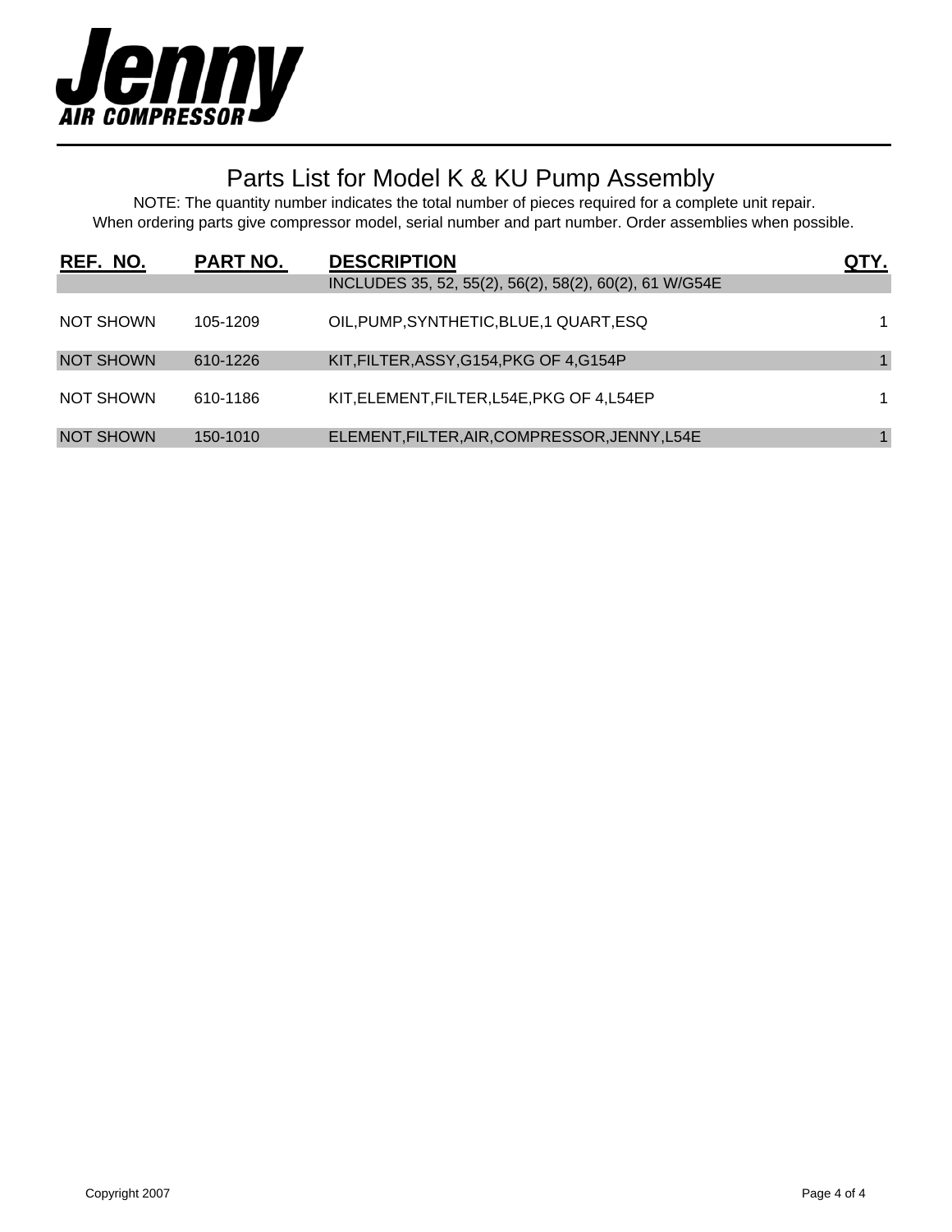Jenny AIR COMPRESSOR

# Parts List for Model K & KU Pump Assembly

NOTE: The quantity number indicates the total number of pieces required for a complete unit repair.
When ordering parts give compressor model, serial number and part number. Order assemblies when possible.

| REF. NO. | PART NO. | DESCRIPTION | QTY. |
|---|---|---|---|
| | | INCLUDES 35, 52, 55(2), 56(2), 58(2), 60(2), 61 W/G54E | |
| NOT SHOWN | 105-1209 | OIL,PUMP,SYNTHETIC,BLUE,1 QUART,ESQ | 1 |
| NOT SHOWN | 610-1226 | KIT,FILTER,ASSY,G154,PKG OF 4,G154P | 1 |
| NOT SHOWN | 610-1186 | KIT,ELEMENT,FILTER,L54E,PKG OF 4,L54EP | 1 |
| NOT SHOWN | 150-1010 | ELEMENT,FILTER,AIR,COMPRESSOR,JENNY,L54E | 1 |

Copyright 2007